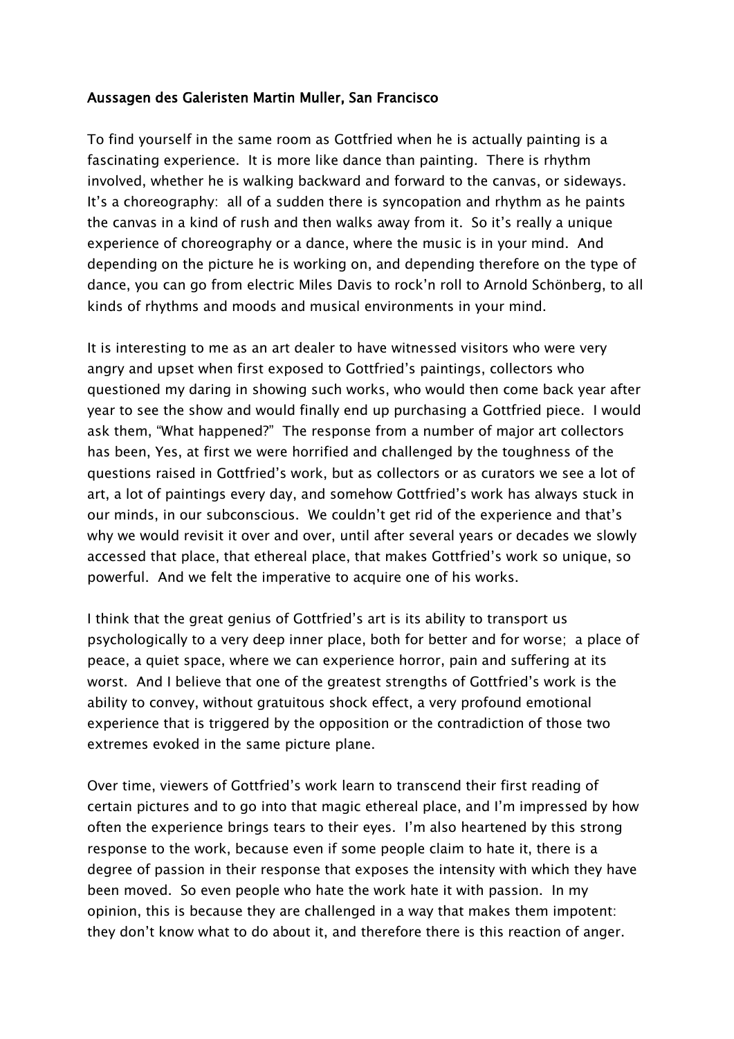**Aussagen des Galeristen Martin Muller, San Francisco**

To find yourself in the same room as Gottfried when he is actually painting is a fascinating experience. It is more like dance than painting. There is rhythm involved, whether he is walking backward and forward to the canvas, or sideways. It's a choreography: all of a sudden there is syncopation and rhythm as he paints the canvas in a kind of rush and then walks away from it. So it's really a unique experience of choreography or a dance, where the music is in your mind. And depending on the picture he is working on, and depending therefore on the type of dance, you can go from electric Miles Davis to rock'n roll to Arnold Schönberg, to all kinds of rhythms and moods and musical environments in your mind.

It is interesting to me as an art dealer to have witnessed visitors who were very angry and upset when first exposed to Gottfried's paintings, collectors who questioned my daring in showing such works, who would then come back year after year to see the show and would finally end up purchasing a Gottfried piece. I would ask them, "What happened?" The response from a number of major art collectors has been, Yes, at first we were horrified and challenged by the toughness of the questions raised in Gottfried's work, but as collectors or as curators we see a lot of art, a lot of paintings every day, and somehow Gottfried's work has always stuck in our minds, in our subconscious. We couldn't get rid of the experience and that's why we would revisit it over and over, until after several years or decades we slowly accessed that place, that ethereal place, that makes Gottfried's work so unique, so powerful. And we felt the imperative to acquire one of his works.

I think that the great genius of Gottfried's art is its ability to transport us psychologically to a very deep inner place, both for better and for worse; a place of peace, a quiet space, where we can experience horror, pain and suffering at its worst. And I believe that one of the greatest strengths of Gottfried's work is the ability to convey, without gratuitous shock effect, a very profound emotional experience that is triggered by the opposition or the contradiction of those two extremes evoked in the same picture plane.

Over time, viewers of Gottfried's work learn to transcend their first reading of certain pictures and to go into that magic ethereal place, and I'm impressed by how often the experience brings tears to their eyes. I'm also heartened by this strong response to the work, because even if some people claim to hate it, there is a degree of passion in their response that exposes the intensity with which they have been moved. So even people who hate the work hate it with passion. In my opinion, this is because they are challenged in a way that makes them impotent: they don't know what to do about it, and therefore there is this reaction of anger.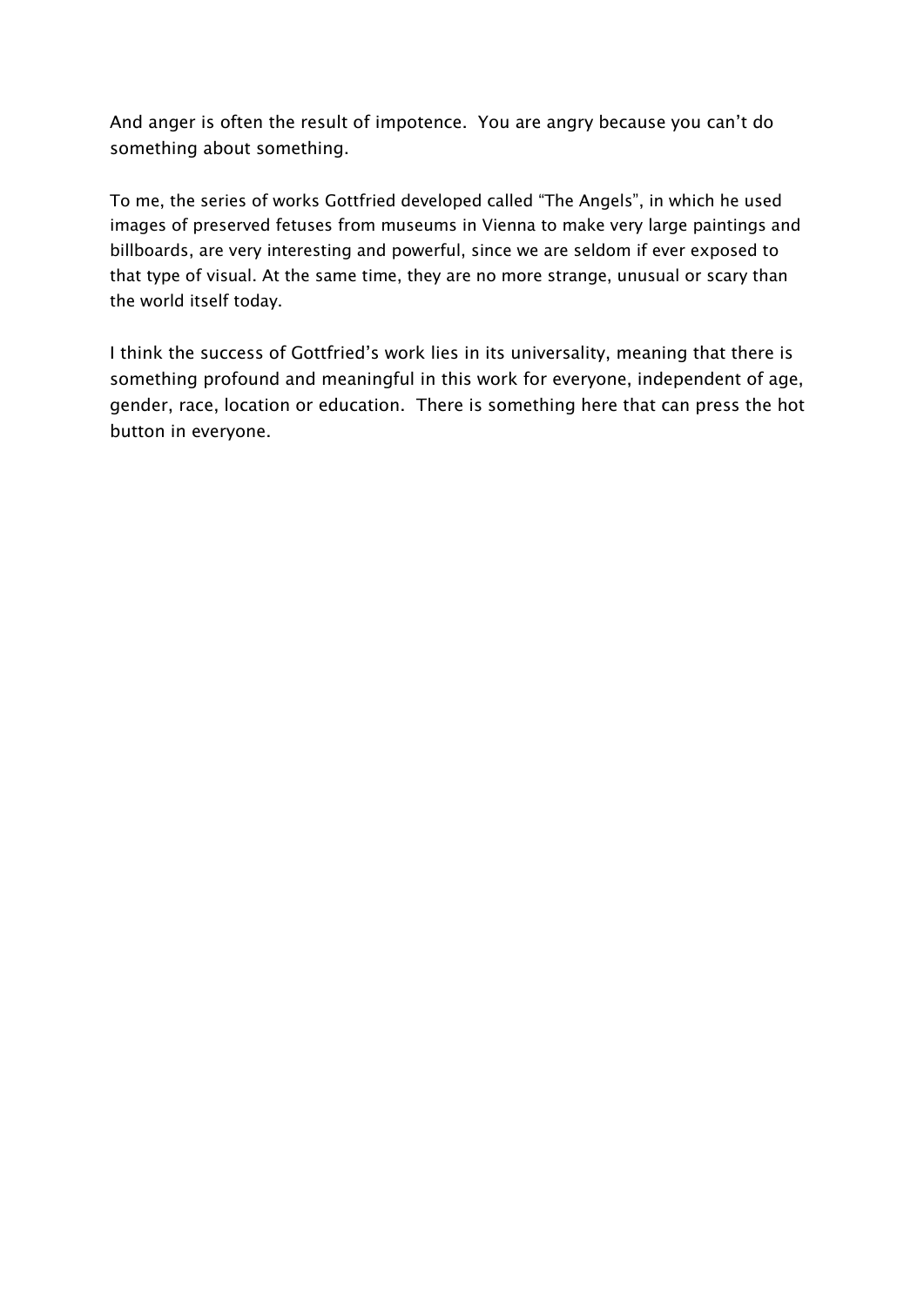And anger is often the result of impotence.  You are angry because you can't do something about something.

To me, the series of works Gottfried developed called "The Angels", in which he used images of preserved fetuses from museums in Vienna to make very large paintings and billboards, are very interesting and powerful, since we are seldom if ever exposed to that type of visual. At the same time, they are no more strange, unusual or scary than the world itself today.

I think the success of Gottfried's work lies in its universality, meaning that there is something profound and meaningful in this work for everyone, independent of age, gender, race, location or education.  There is something here that can press the hot button in everyone.